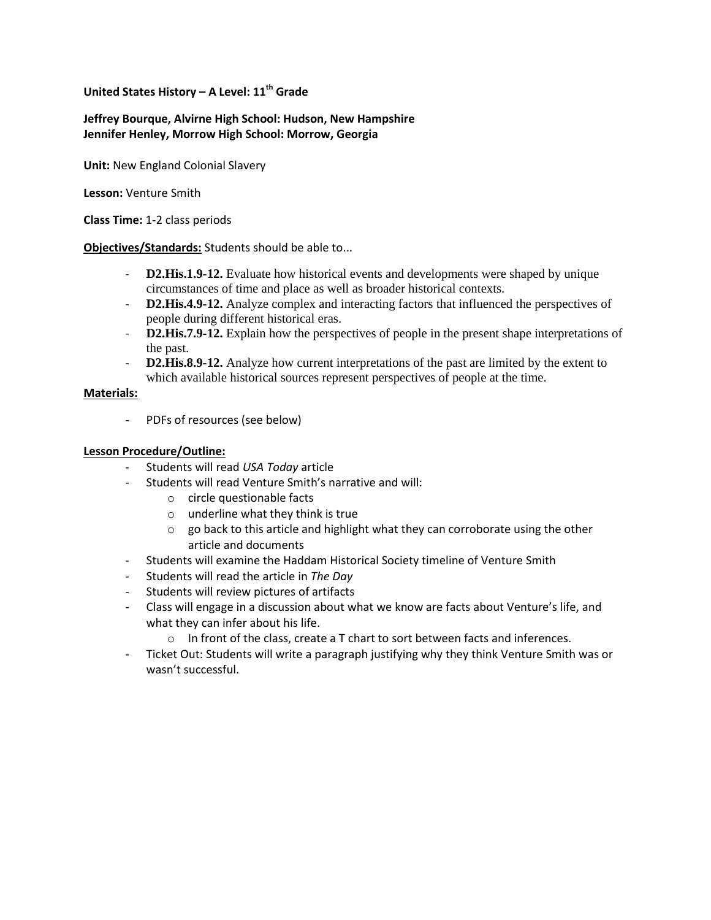**United States History – A Level: 11th Grade**

**Jeffrey Bourque, Alvirne High School: Hudson, New Hampshire**
**Jennifer Henley, Morrow High School: Morrow, Georgia**

**Unit:** New England Colonial Slavery

**Lesson:** Venture Smith

**Class Time:** 1-2 class periods

**Objectives/Standards:** Students should be able to...

- **D2.His.1.9-12.** Evaluate how historical events and developments were shaped by unique circumstances of time and place as well as broader historical contexts.
- **D2.His.4.9-12.** Analyze complex and interacting factors that influenced the perspectives of people during different historical eras.
- **D2.His.7.9-12.** Explain how the perspectives of people in the present shape interpretations of the past.
- **D2.His.8.9-12.** Analyze how current interpretations of the past are limited by the extent to which available historical sources represent perspectives of people at the time.

**Materials:**

- PDFs of resources (see below)

**Lesson Procedure/Outline:**

- Students will read *USA Today* article
- Students will read Venture Smith's narrative and will:
  - circle questionable facts
  - underline what they think is true
  - go back to this article and highlight what they can corroborate using the other article and documents
- Students will examine the Haddam Historical Society timeline of Venture Smith
- Students will read the article in *The Day*
- Students will review pictures of artifacts
- Class will engage in a discussion about what we know are facts about Venture's life, and what they can infer about his life.
  - In front of the class, create a T chart to sort between facts and inferences.
- Ticket Out: Students will write a paragraph justifying why they think Venture Smith was or wasn't successful.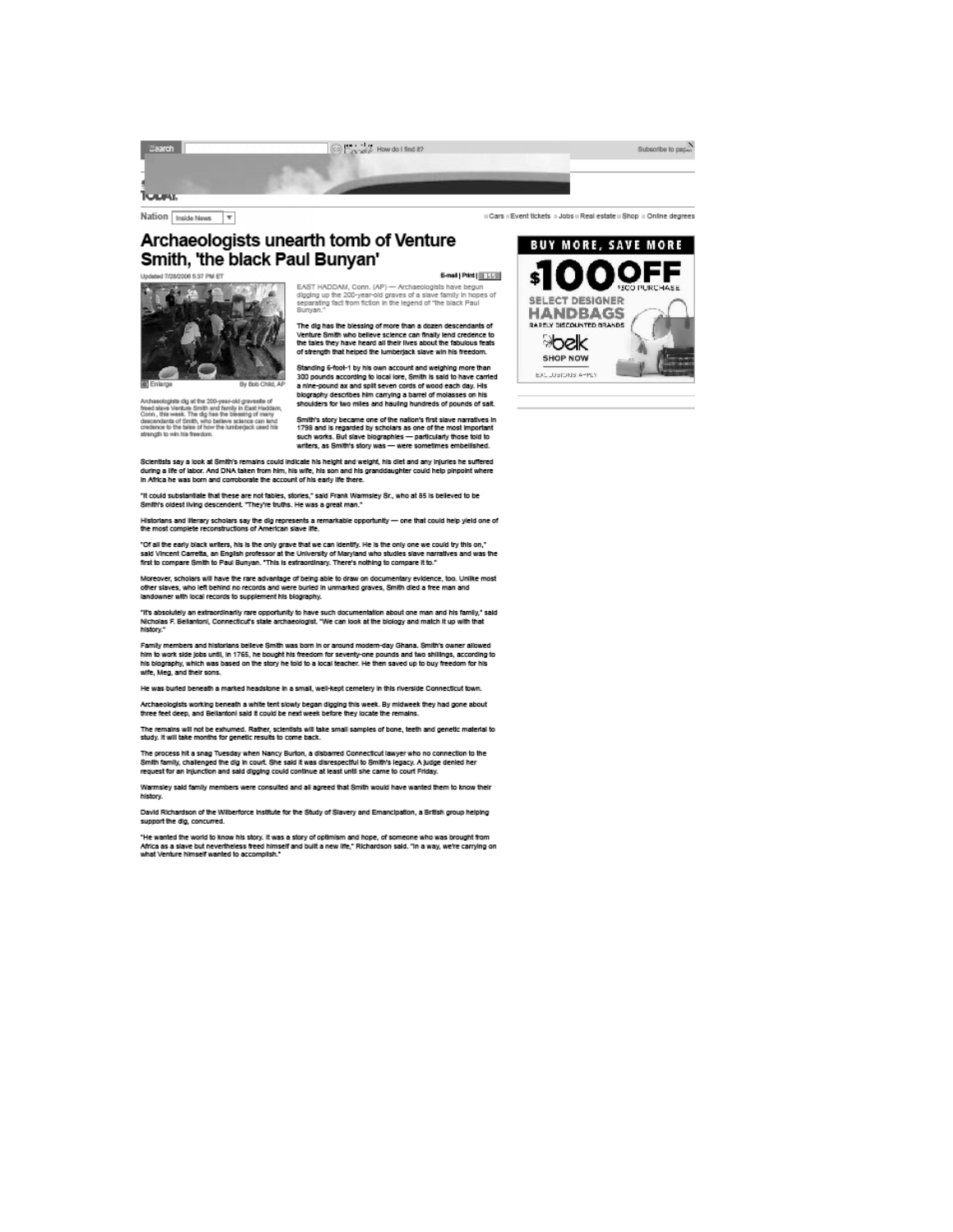Nation

# Archaeologists unearth tomb of Venture Smith, 'the black Paul Bunyan'

Updated 7/28/2006 5:37 PM ET

E-mail | Print |

Enlarge By Bob Child, AP

Archaeologists dig at the 200-year-old gravesite of freed slave Venture Smith and family in East Haddam, Conn., this week. The dig has the blessing of many descendants of Smith, who believe science can lend credence to the tales of how the lumberjack used his strength to win his freedom.

EAST HADDAM, Conn. (AP) — Archaeologists have begun digging up the 200-year-old graves of a slave family in hopes of separating fact from fiction in the legend of "the black Paul Bunyan."

The dig has the blessing of more than a dozen descendants of Venture Smith who believe science can finally lend credence to the tales they have heard all their lives about the fabulous feats of strength that helped the lumberjack slave win his freedom.

Standing 6-foot-1 by his own account and weighing more than 300 pounds according to local lore, Smith is said to have carried a nine-pound ax and split seven cords of wood each day. His biography describes him carrying a barrel of molasses on his shoulders for two miles and hauling hundreds of pounds of salt.

Smith's story became one of the nation's first slave narratives in 1798 and is regarded by scholars as one of the most important such works. But slave biographies — particularly those told to writers, as Smith's story was — were sometimes embellished.

Scientists say a look at Smith's remains could indicate his height and weight, his diet and any injuries he suffered during a life of labor. And DNA taken from him, his wife, his son and his granddaughter could help pinpoint where in Africa he was born and corroborate the account of his early life there.

"It could substantiate that these are not fables, stories," said Frank Warmsley Sr., who at 85 is believed to be Smith's oldest living descendent. "They're truths. He was a great man."

Historians and literary scholars say the dig represents a remarkable opportunity — one that could help yield one of the most complete reconstructions of American slave life.

"Of all the early black writers, his is the only grave that we can identify. He is the only one we could try this on," said Vincent Carretta, an English professor at the University of Maryland who studies slave narratives and was the first to compare Smith to Paul Bunyan. "This is extraordinary. There's nothing to compare it to."

Moreover, scholars will have the rare advantage of being able to draw on documentary evidence, too. Unlike most other slaves, who left behind no records and were buried in unmarked graves, Smith died a free man and landowner with local records to supplement his biography.

"It's absolutely an extraordinarily rare opportunity to have such documentation about one man and his family," said Nicholas F. Bellantoni, Connecticut's state archaeologist. "We can look at the biology and match it up with that history."

Family members and historians believe Smith was born in or around modern-day Ghana. Smith's owner allowed him to work side jobs until, in 1765, he bought his freedom for seventy-one pounds and two shillings, according to his biography, which was based on the story he told to a local teacher. He then saved up to buy freedom for his wife, Meg, and their sons.

He was buried beneath a marked headstone in a small, well-kept cemetery in this riverside Connecticut town.

Archaeologists working beneath a white tent slowly began digging this week. By midweek they had gone about three feet deep, and Bellantoni said it could be next week before they locate the remains.

The remains will not be exhumed. Rather, scientists will take small samples of bone, teeth and genetic material to study. It will take months for genetic results to come back.

The process hit a snag Tuesday when Nancy Burton, a disbarred Connecticut lawyer who no connection to the Smith family, challenged the dig in court. She said it was disrespectful to Smith's legacy. A judge denied her request for an injunction and said digging could continue at least until she came to court Friday.

Warmsley said family members were consulted and all agreed that Smith would have wanted them to know their history.

David Richardson of the Wilberforce Institute for the Study of Slavery and Emancipation, a British group helping support the dig, concurred.

"He wanted the world to know his story. It was a story of optimism and hope, of someone who was brought from Africa as a slave but nevertheless freed himself and built a new life," Richardson said. "In a way, we're carrying on what Venture himself wanted to accomplish."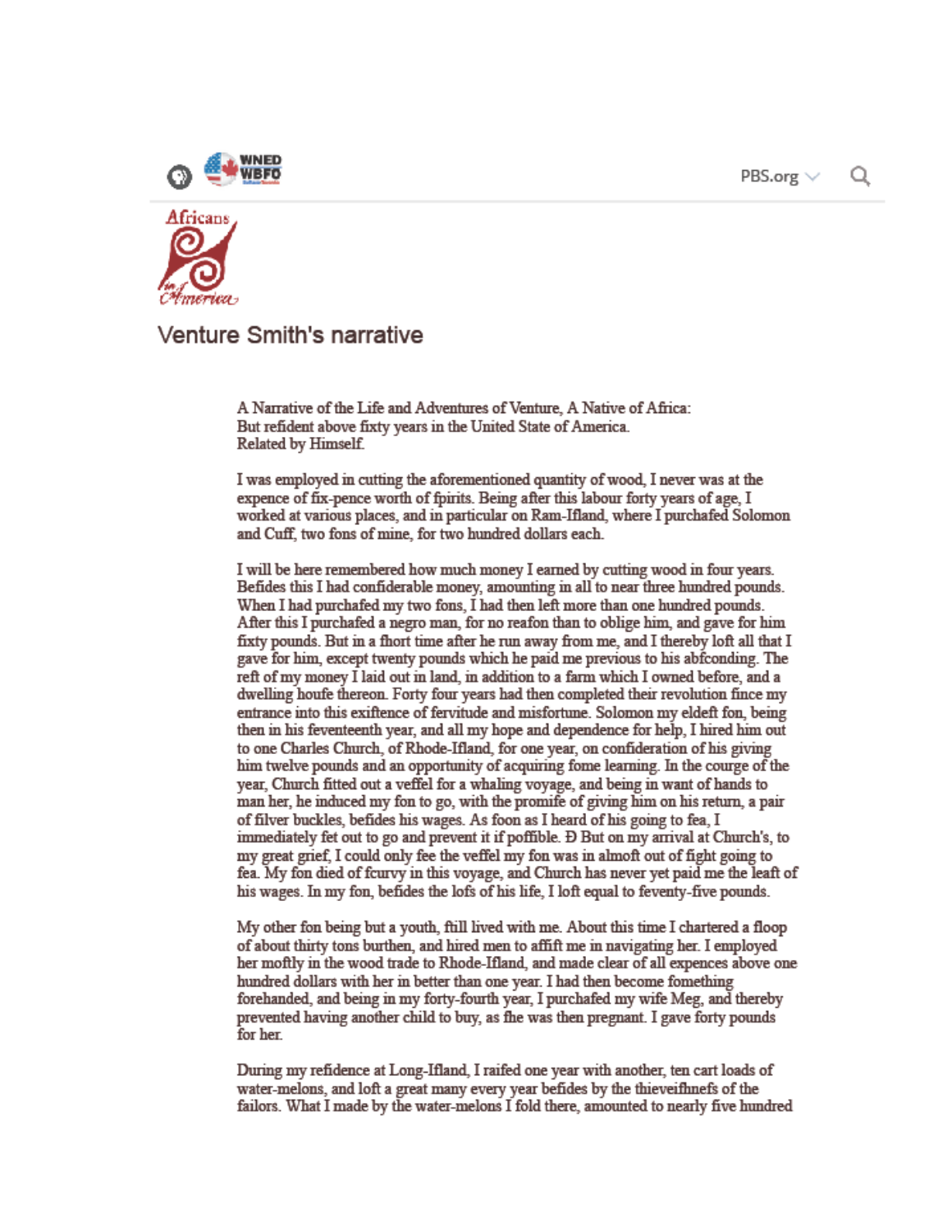## Venture Smith's narrative

A Narrative of the Life and Adventures of Venture, A Native of Africa:
But refident above fixty years in the United State of America.
Related by Himfelf.

I was employed in cutting the aforementioned quantity of wood, I never was at the expence of fix-pence worth of fpirits. Being after this labour forty years of age, I worked at various places, and in particular on Ram-Ifland, where I purchafed Solomon and Cuff, two fons of mine, for two hundred dollars each.

I will be here remembered how much money I earned by cutting wood in four years. Befides this I had confiderable money, amounting in all to near three hundred pounds. When I had purchafed my two fons, I had then left more than one hundred pounds. After this I purchafed a negro man, for no reafon than to oblige him, and gave for him fixty pounds. But in a fhort time after he run away from me, and I thereby loft all that I gave for him, except twenty pounds which he paid me previous to his abfconding. The reft of my money I laid out in land, in addition to a farm which I owned before, and a dwelling houfe thereon. Forty four years had then completed their revolution fince my entrance into this exiftence of fervitude and misfortune. Solomon my eldeft fon, being then in his feventeenth year, and all my hope and dependence for help, I hired him out to one Charles Church, of Rhode-Ifland, for one year, on confideration of his giving him twelve pounds and an opportunity of acquiring fome learning. In the courge of the year, Church fitted out a veffel for a whaling voyage, and being in want of hands to man her, he induced my fon to go, with the promife of giving him on his return, a pair of filver buckles, befides his wages. As foon as I heard of his going to fea, I immediately fet out to go and prevent it if poffible. Ð But on my arrival at Church's, to my great grief, I could only fee the veffel my fon was in almoft out of fight going to fea. My fon died of fcurvy in this voyage, and Church has never yet paid me the leaft of his wages. In my fon, befides the lofs of his life, I loft equal to feventy-five pounds.

My other fon being but a youth, ftill lived with me. About this time I chartered a floop of about thirty tons burthen, and hired men to affift me in navigating her. I employed her moftly in the wood trade to Rhode-Ifland, and made clear of all expences above one hundred dollars with her in better than one year. I had then become fomething forehanded, and being in my forty-fourth year, I purchafed my wife Meg, and thereby prevented having another child to buy, as fhe was then pregnant. I gave forty pounds for her.

During my refidence at Long-Ifland, I raifed one year with another, ten cart loads of water-melons, and loft a great many every year befides by the thieveifhnefs of the failors. What I made by the water-melons I fold there, amounted to nearly five hundred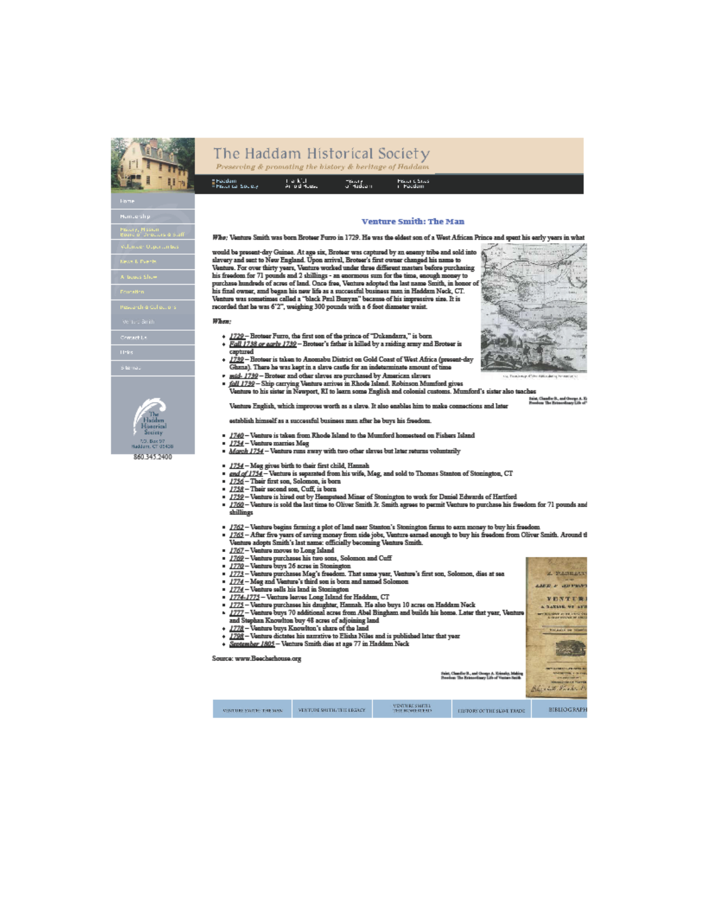# The Haddam Historical Society

*Preserving & promoting the history & heritage of Haddam*

Haddam Historical Society | Thankful Arnold House | History of Haddam | Historic Sites of Haddam

- Home
- Membership
- History, Mission, Board of Directors & Staff
- Volunteer Opportunities
- News & Events
- Antiques Show
- Education
- Research & Collections
- Venture Smith
- Contact Us
- Links
- Sitemap

The Haddam Historical Society
P.O. Box 97
Haddam, CT 06438
860.345.2400

## Venture Smith: The Man

***Who:*** Venture Smith was born Broteer Furro in 1729. He was the eldest son of a West African Prince and spent his early years in what would be present-day Guinea. At age six, Broteer was captured by an enemy tribe and sold into slavery and sent to New England. Upon arrival, Broteer's first owner changed his name to Venture. For over thirty years, Venture worked under three different masters before purchasing his freedom for 71 pounds and 2 shillings - an enormous sum for the time, enough money to purchase hundreds of acres of land. Once free, Venture adopted the last name Smith, in honor of his final owner, and began his new life as a successful business man in Haddam Neck, CT. Venture was sometimes called a "black Paul Bunyan" because of his impressive size. It is recorded that he was 6'2", weighing 300 pounds with a 6 foot diameter waist.

***When:***

- *1729* – Broteer Furro, the first son of the prince of "Dukandarra," is born
- *Fall 1738 or early 1739* – Broteer's father is killed by a raiding army and Broteer is captured
- *1739* – Broteer is taken to Anomabu District on Gold Coast of West Africa (present-day Ghana). There he was kept in a slave castle for an indeterminate amount of time
- *mid- 1739* – Broteer and other slaves are purchased by American slavers
- *fall 1739* – Ship carrying Venture arrives in Rhode Island. Robinson Mumford gives Venture to his sister in Newport, RI to learn some English and colonial customs. Mumford's sister also teaches Venture English, which improves worth as a slave. It also enables him to make connections and later establish himself as a successful business man after he buys his freedom.
- *1740* – Venture is taken from Rhode Island to the Mumford homestead on Fishers Island
- *1754* – Venture marries Meg
- *March 1754* – Venture runs away with two other slaves but later returns voluntarily
- *1754* – Meg gives birth to their first child, Hannah
- *end of 1754* – Venture is separated from his wife, Meg, and sold to Thomas Stanton of Stonington, CT
- *1756* – Their first son, Solomon, is born
- *1758* – Their second son, Cuff, is born
- *1759* – Venture is hired out by Hempstead Miner of Stonington to work for Daniel Edwards of Hartford
- *1760* – Venture is sold the last time to Oliver Smith Jr. Smith agrees to permit Venture to purchase his freedom for 71 pounds and shillings
- *1762* – Venture begins farming a plot of land near Stanton's Stonington farms to earn money to buy his freedom
- *1765* – After five years of saving money from side jobs, Venture earned enough to buy his freedom from Oliver Smith. Around th Venture adopts Smith's last name: officially becoming Venture Smith.
- *1767* – Venture moves to Long Island
- *1769* – Venture purchases his two sons, Solomon and Cuff
- *1770* – Venture buys 26 acres in Stonington
- *1773* – Venture purchases Meg's freedom. That same year, Venture's first son, Solomon, dies at sea
- *1774* – Meg and Venture's third son is born and named Solomon
- *1774* – Venture sells his land in Stonington
- *1774-1775* – Venture leaves Long Island for Haddam, CT
- *1775* – Venture purchases his daughter, Hannah. He also buys 10 acres on Haddam Neck
- *1777* – Venture buys 70 additional acres from Abel Bingham and builds his home. Later that year, Venture and Stephen Knowlton buy 48 acres of adjoining land
- *1778* – Venture buys Knowlton's share of the land
- *1798* – Venture dictates his narrative to Elisha Niles and is published later that year
- *September 1805* – Venture Smith dies at age 77 in Haddam Neck

Source: www.Beecherhouse.org

Saint, Chandler B., and George A. Krimsky, Making Freedom: The Extraordinary Life of Venture Smith

VENTURE SMITH: THE MAN | VENTURE SMITH: THE LEGACY | VENTURE SMITH: THE HOMESTEAD | HISTORY OF THE SLAVE TRADE | BIBLIOGRAPH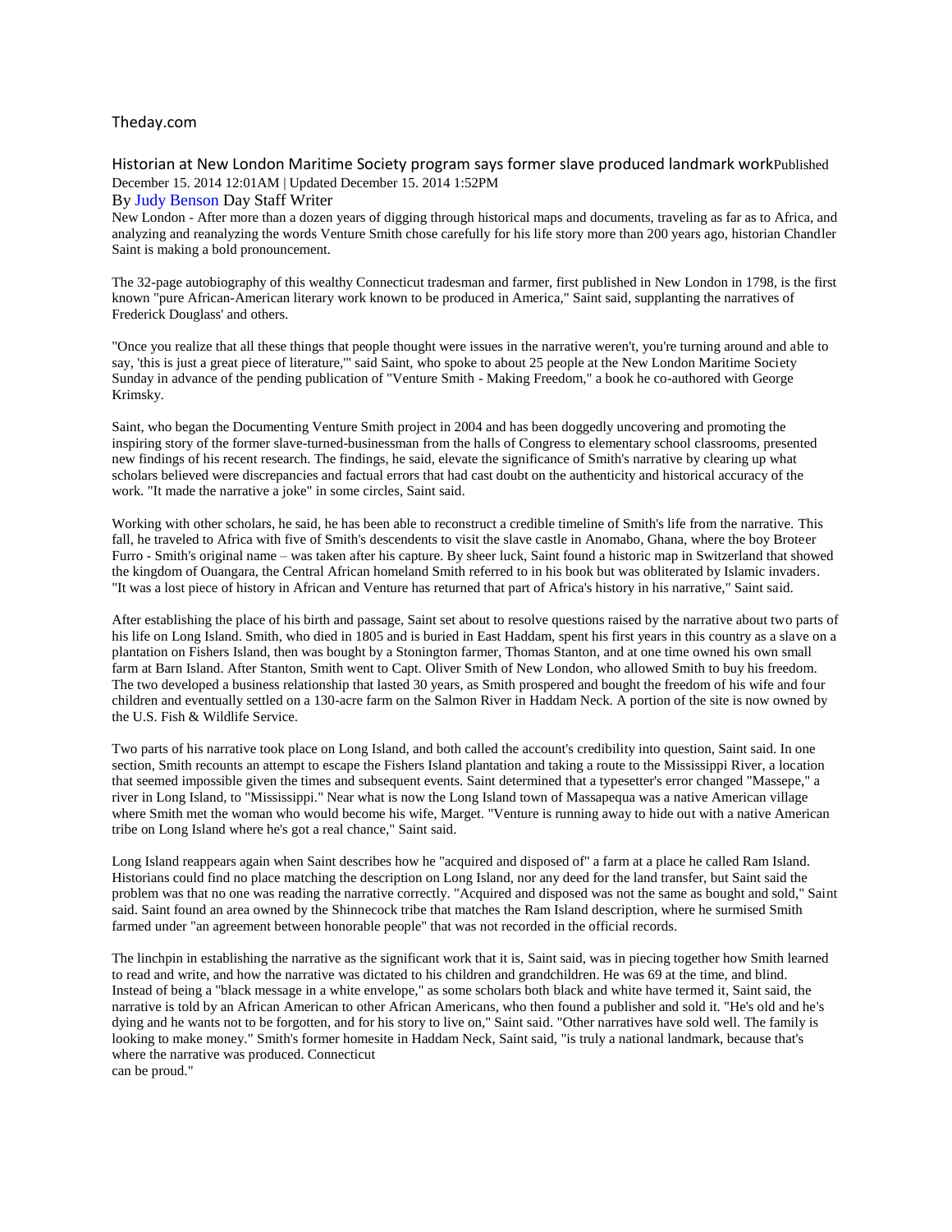Theday.com

## Historian at New London Maritime Society program says former slave produced landmark work

Published December 15. 2014 12:01AM | Updated December 15. 2014 1:52PM

By Judy Benson Day Staff Writer

New London - After more than a dozen years of digging through historical maps and documents, traveling as far as to Africa, and analyzing and reanalyzing the words Venture Smith chose carefully for his life story more than 200 years ago, historian Chandler Saint is making a bold pronouncement.

The 32-page autobiography of this wealthy Connecticut tradesman and farmer, first published in New London in 1798, is the first known "pure African-American literary work known to be produced in America," Saint said, supplanting the narratives of Frederick Douglass' and others.

"Once you realize that all these things that people thought were issues in the narrative weren't, you're turning around and able to say, 'this is just a great piece of literature,'" said Saint, who spoke to about 25 people at the New London Maritime Society Sunday in advance of the pending publication of "Venture Smith - Making Freedom," a book he co-authored with George Krimsky.

Saint, who began the Documenting Venture Smith project in 2004 and has been doggedly uncovering and promoting the inspiring story of the former slave-turned-businessman from the halls of Congress to elementary school classrooms, presented new findings of his recent research. The findings, he said, elevate the significance of Smith's narrative by clearing up what scholars believed were discrepancies and factual errors that had cast doubt on the authenticity and historical accuracy of the work. "It made the narrative a joke" in some circles, Saint said.

Working with other scholars, he said, he has been able to reconstruct a credible timeline of Smith's life from the narrative. This fall, he traveled to Africa with five of Smith's descendents to visit the slave castle in Anomabo, Ghana, where the boy Broteer Furro - Smith's original name – was taken after his capture. By sheer luck, Saint found a historic map in Switzerland that showed the kingdom of Ouangara, the Central African homeland Smith referred to in his book but was obliterated by Islamic invaders. "It was a lost piece of history in African and Venture has returned that part of Africa's history in his narrative," Saint said.

After establishing the place of his birth and passage, Saint set about to resolve questions raised by the narrative about two parts of his life on Long Island. Smith, who died in 1805 and is buried in East Haddam, spent his first years in this country as a slave on a plantation on Fishers Island, then was bought by a Stonington farmer, Thomas Stanton, and at one time owned his own small farm at Barn Island. After Stanton, Smith went to Capt. Oliver Smith of New London, who allowed Smith to buy his freedom. The two developed a business relationship that lasted 30 years, as Smith prospered and bought the freedom of his wife and four children and eventually settled on a 130-acre farm on the Salmon River in Haddam Neck. A portion of the site is now owned by the U.S. Fish & Wildlife Service.

Two parts of his narrative took place on Long Island, and both called the account's credibility into question, Saint said. In one section, Smith recounts an attempt to escape the Fishers Island plantation and taking a route to the Mississippi River, a location that seemed impossible given the times and subsequent events. Saint determined that a typesetter's error changed "Massepe," a river in Long Island, to "Mississippi." Near what is now the Long Island town of Massapequa was a native American village where Smith met the woman who would become his wife, Marget. "Venture is running away to hide out with a native American tribe on Long Island where he's got a real chance," Saint said.

Long Island reappears again when Saint describes how he "acquired and disposed of" a farm at a place he called Ram Island. Historians could find no place matching the description on Long Island, nor any deed for the land transfer, but Saint said the problem was that no one was reading the narrative correctly. "Acquired and disposed was not the same as bought and sold," Saint said. Saint found an area owned by the Shinnecock tribe that matches the Ram Island description, where he surmised Smith farmed under "an agreement between honorable people" that was not recorded in the official records.

The linchpin in establishing the narrative as the significant work that it is, Saint said, was in piecing together how Smith learned to read and write, and how the narrative was dictated to his children and grandchildren. He was 69 at the time, and blind. Instead of being a "black message in a white envelope," as some scholars both black and white have termed it, Saint said, the narrative is told by an African American to other African Americans, who then found a publisher and sold it. "He's old and he's dying and he wants not to be forgotten, and for his story to live on," Saint said. "Other narratives have sold well. The family is looking to make money." Smith's former homesite in Haddam Neck, Saint said, "is truly a national landmark, because that's where the narrative was produced. Connecticut can be proud."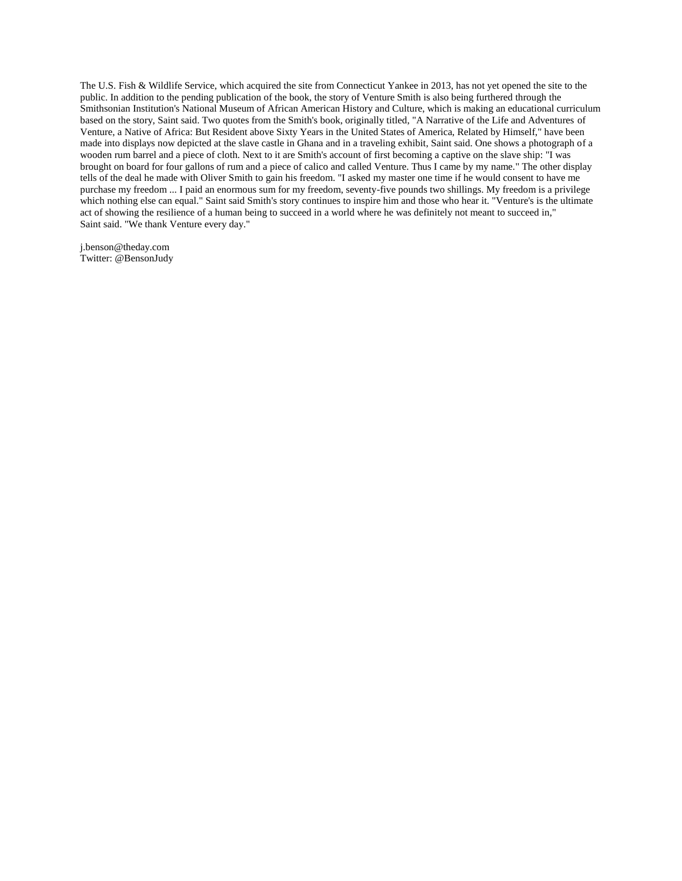The U.S. Fish & Wildlife Service, which acquired the site from Connecticut Yankee in 2013, has not yet opened the site to the public. In addition to the pending publication of the book, the story of Venture Smith is also being furthered through the Smithsonian Institution's National Museum of African American History and Culture, which is making an educational curriculum based on the story, Saint said. Two quotes from the Smith's book, originally titled, "A Narrative of the Life and Adventures of Venture, a Native of Africa: But Resident above Sixty Years in the United States of America, Related by Himself," have been made into displays now depicted at the slave castle in Ghana and in a traveling exhibit, Saint said. One shows a photograph of a wooden rum barrel and a piece of cloth. Next to it are Smith's account of first becoming a captive on the slave ship: "I was brought on board for four gallons of rum and a piece of calico and called Venture. Thus I came by my name." The other display tells of the deal he made with Oliver Smith to gain his freedom. "I asked my master one time if he would consent to have me purchase my freedom ... I paid an enormous sum for my freedom, seventy-five pounds two shillings. My freedom is a privilege which nothing else can equal." Saint said Smith's story continues to inspire him and those who hear it. "Venture's is the ultimate act of showing the resilience of a human being to succeed in a world where he was definitely not meant to succeed in," Saint said. "We thank Venture every day."

j.benson@theday.com
Twitter: @BensonJudy